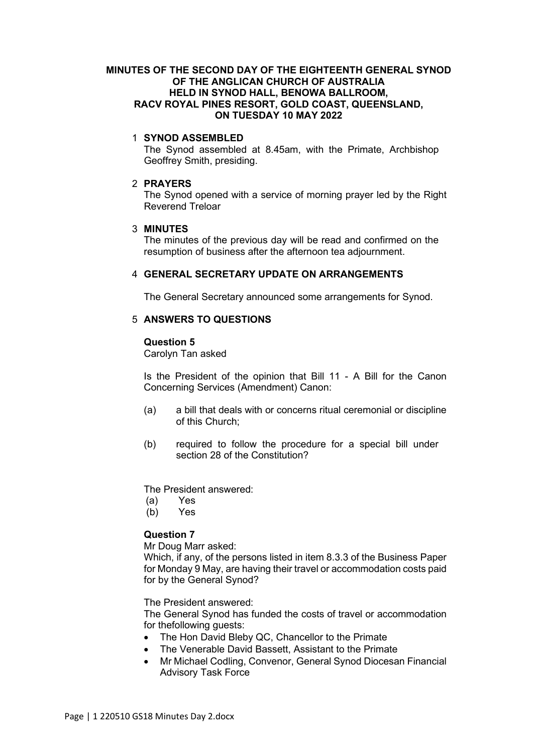# MINUTES OF THE SECOND DAY OF THE EIGHTEENTH GENERAL SYNOD OF THE ANGLICAN CHURCH OF AUSTRALIA HELD IN SYNOD HALL, BENOWA BALLROOM, RACV ROYAL PINES RESORT, GOLD COAST, QUEENSLAND, ON TUESDAY 10 MAY 2022

## 1 SYNOD ASSEMBLED

The Synod assembled at 8.45am, with the Primate, Archbishop Geoffrey Smith, presiding.

## 2 PRAYERS

The Synod opened with a service of morning prayer led by the Right Reverend Treloar

## 3 MINUTES

The minutes of the previous day will be read and confirmed on the resumption of business after the afternoon tea adjournment.

## 4 GENERAL SECRETARY UPDATE ON ARRANGEMENTS

The General Secretary announced some arrangements for Synod.

## 5 ANSWERS TO QUESTIONS

**Question 5**

Carolyn Tan asked

Is the President of the opinion that Bill 11 - A Bill for the Canon Concerning Services (Amendment) Canon:

(a) a bill that deals with or concerns ritual ceremonial or discipline of this Church;

(b) required to follow the procedure for a special bill under section 28 of the Constitution?

The President answered:

(a) Yes

(b) Yes

**Question 7**

Mr Doug Marr asked:

Which, if any, of the persons listed in item 8.3.3 of the Business Paper for Monday 9 May, are having their travel or accommodation costs paid for by the General Synod?

The President answered:

The General Synod has funded the costs of travel or accommodation for thefollowing guests:

- The Hon David Bleby QC, Chancellor to the Primate
- The Venerable David Bassett, Assistant to the Primate
- Mr Michael Codling, Convenor, General Synod Diocesan Financial Advisory Task Force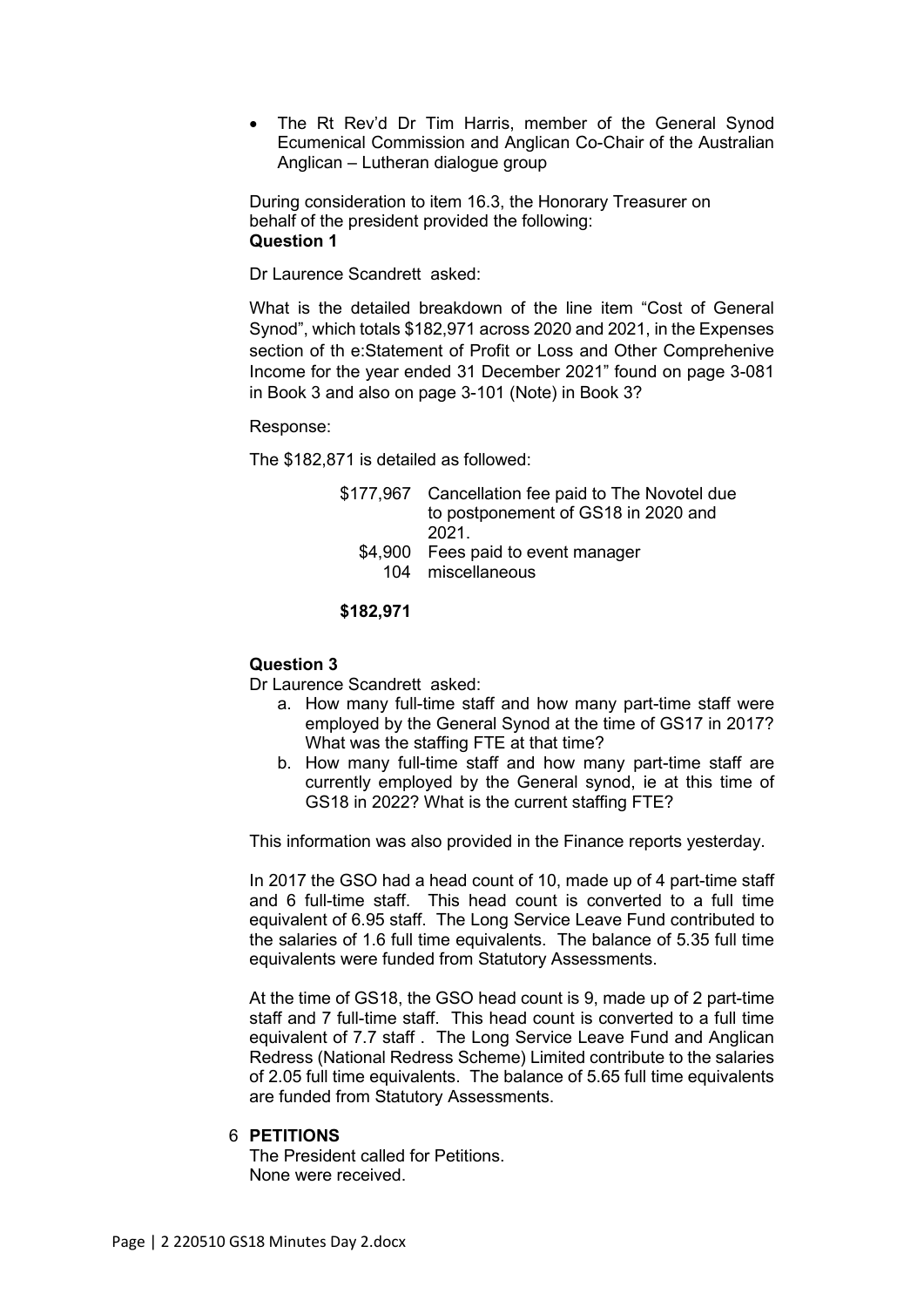- The Rt Rev'd Dr Tim Harris, member of the General Synod Ecumenical Commission and Anglican Co-Chair of the Australian Anglican – Lutheran dialogue group

During consideration to item 16.3, the Honorary Treasurer on behalf of the president provided the following:

**Question 1**

Dr Laurence Scandrett asked:

What is the detailed breakdown of the line item "Cost of General Synod", which totals $182,971 across 2020 and 2021, in the Expenses section of th e:Statement of Profit or Loss and Other Comprehenive Income for the year ended 31 December 2021" found on page 3-081 in Book 3 and also on page 3-101 (Note) in Book 3?

Response:

The $182,871 is detailed as followed:

| | |
|---|---|
| $177,967 | Cancellation fee paid to The Novotel due to postponement of GS18 in 2020 and 2021. |
| $4,900 | Fees paid to event manager |
| 104 | miscellaneous |
| **$182,971** | |

**Question 3**

Dr Laurence Scandrett asked:

a. How many full-time staff and how many part-time staff were employed by the General Synod at the time of GS17 in 2017? What was the staffing FTE at that time?
b. How many full-time staff and how many part-time staff are currently employed by the General synod, ie at this time of GS18 in 2022? What is the current staffing FTE?

This information was also provided in the Finance reports yesterday.

In 2017 the GSO had a head count of 10, made up of 4 part-time staff and 6 full-time staff. This head count is converted to a full time equivalent of 6.95 staff. The Long Service Leave Fund contributed to the salaries of 1.6 full time equivalents. The balance of 5.35 full time equivalents were funded from Statutory Assessments.

At the time of GS18, the GSO head count is 9, made up of 2 part-time staff and 7 full-time staff. This head count is converted to a full time equivalent of 7.7 staff . The Long Service Leave Fund and Anglican Redress (National Redress Scheme) Limited contribute to the salaries of 2.05 full time equivalents. The balance of 5.65 full time equivalents are funded from Statutory Assessments.

## 6 PETITIONS

The President called for Petitions.
None were received.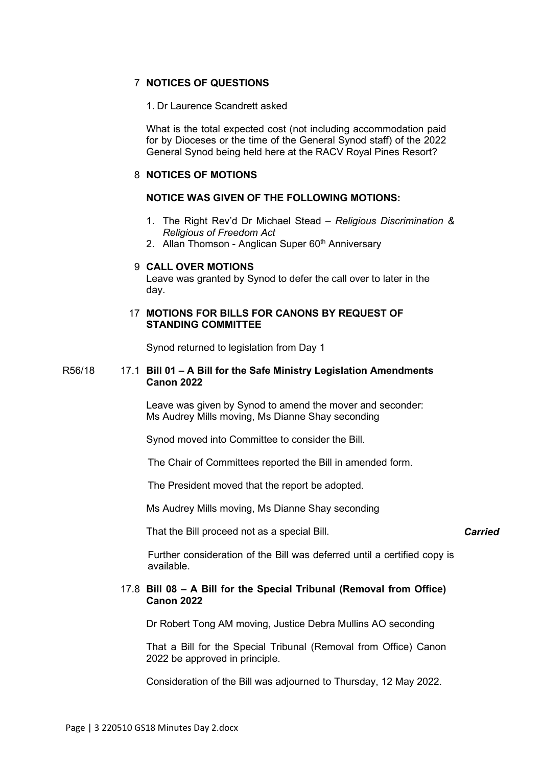## 7 NOTICES OF QUESTIONS

1. Dr Laurence Scandrett asked

What is the total expected cost (not including accommodation paid for by Dioceses or the time of the General Synod staff) of the 2022 General Synod being held here at the RACV Royal Pines Resort?

## 8 NOTICES OF MOTIONS

**NOTICE WAS GIVEN OF THE FOLLOWING MOTIONS:**

1. The Right Rev'd Dr Michael Stead – *Religious Discrimination & Religious of Freedom Act*
2. Allan Thomson - Anglican Super 60th Anniversary

## 9 CALL OVER MOTIONS

Leave was granted by Synod to defer the call over to later in the day.

## 17 MOTIONS FOR BILLS FOR CANONS BY REQUEST OF STANDING COMMITTEE

Synod returned to legislation from Day 1

R56/18

### 17.1 Bill 01 – A Bill for the Safe Ministry Legislation Amendments Canon 2022

Leave was given by Synod to amend the mover and seconder: Ms Audrey Mills moving, Ms Dianne Shay seconding

Synod moved into Committee to consider the Bill.

The Chair of Committees reported the Bill in amended form.

The President moved that the report be adopted.

Ms Audrey Mills moving, Ms Dianne Shay seconding

That the Bill proceed not as a special Bill. ***Carried***

Further consideration of the Bill was deferred until a certified copy is available.

### 17.8 Bill 08 – A Bill for the Special Tribunal (Removal from Office) Canon 2022

Dr Robert Tong AM moving, Justice Debra Mullins AO seconding

That a Bill for the Special Tribunal (Removal from Office) Canon 2022 be approved in principle.

Consideration of the Bill was adjourned to Thursday, 12 May 2022.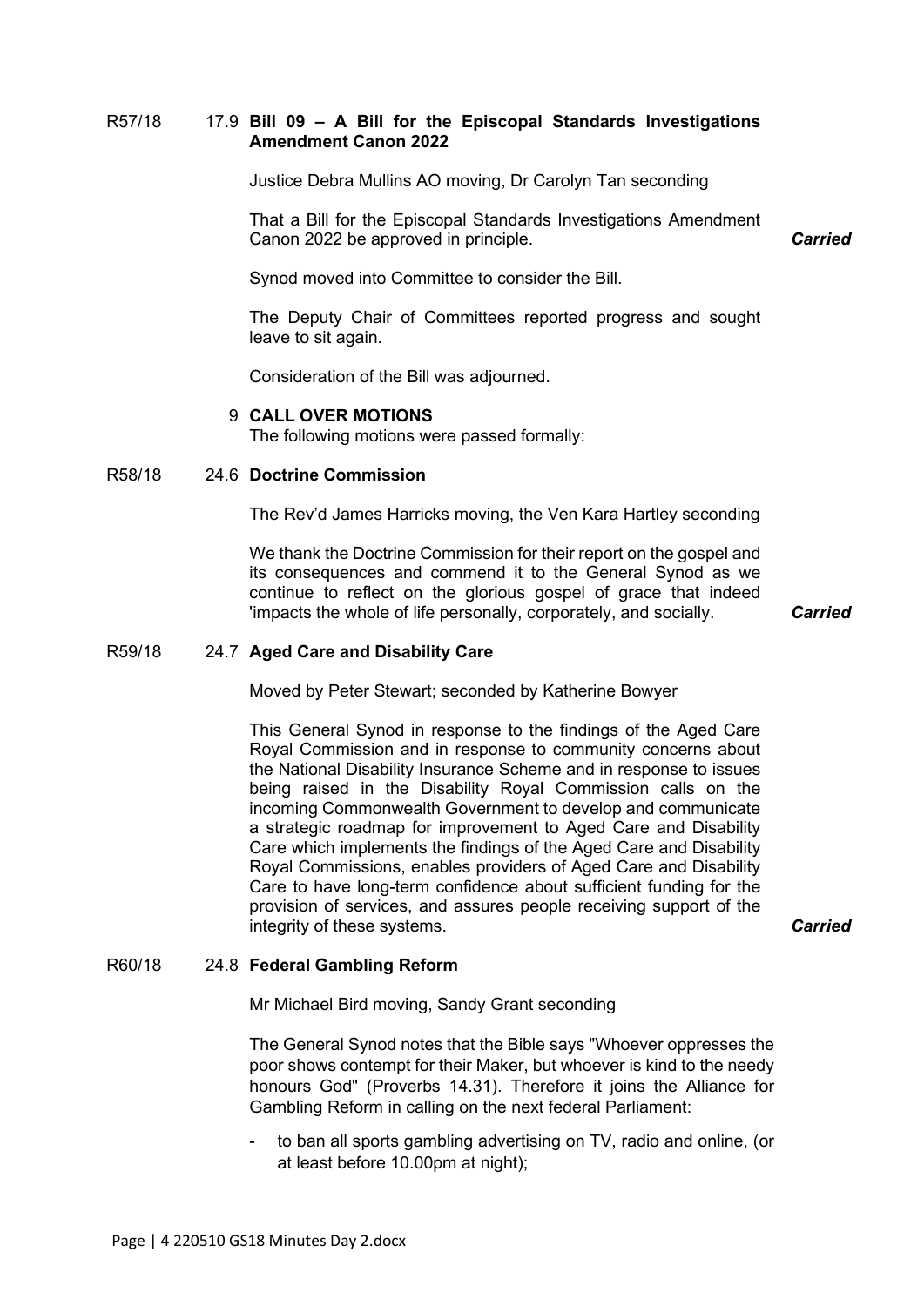R57/18 17.9 **Bill 09 – A Bill for the Episcopal Standards Investigations Amendment Canon 2022**

Justice Debra Mullins AO moving, Dr Carolyn Tan seconding

That a Bill for the Episcopal Standards Investigations Amendment Canon 2022 be approved in principle. ***Carried***

Synod moved into Committee to consider the Bill.

The Deputy Chair of Committees reported progress and sought leave to sit again.

Consideration of the Bill was adjourned.

9 **CALL OVER MOTIONS**

The following motions were passed formally:

R58/18 24.6 **Doctrine Commission**

The Rev'd James Harricks moving, the Ven Kara Hartley seconding

We thank the Doctrine Commission for their report on the gospel and its consequences and commend it to the General Synod as we continue to reflect on the glorious gospel of grace that indeed 'impacts the whole of life personally, corporately, and socially. ***Carried***

R59/18 24.7 **Aged Care and Disability Care**

Moved by Peter Stewart; seconded by Katherine Bowyer

This General Synod in response to the findings of the Aged Care Royal Commission and in response to community concerns about the National Disability Insurance Scheme and in response to issues being raised in the Disability Royal Commission calls on the incoming Commonwealth Government to develop and communicate a strategic roadmap for improvement to Aged Care and Disability Care which implements the findings of the Aged Care and Disability Royal Commissions, enables providers of Aged Care and Disability Care to have long-term confidence about sufficient funding for the provision of services, and assures people receiving support of the integrity of these systems. ***Carried***

R60/18 24.8 **Federal Gambling Reform**

Mr Michael Bird moving, Sandy Grant seconding

The General Synod notes that the Bible says "Whoever oppresses the poor shows contempt for their Maker, but whoever is kind to the needy honours God" (Proverbs 14.31). Therefore it joins the Alliance for Gambling Reform in calling on the next federal Parliament:

- to ban all sports gambling advertising on TV, radio and online, (or at least before 10.00pm at night);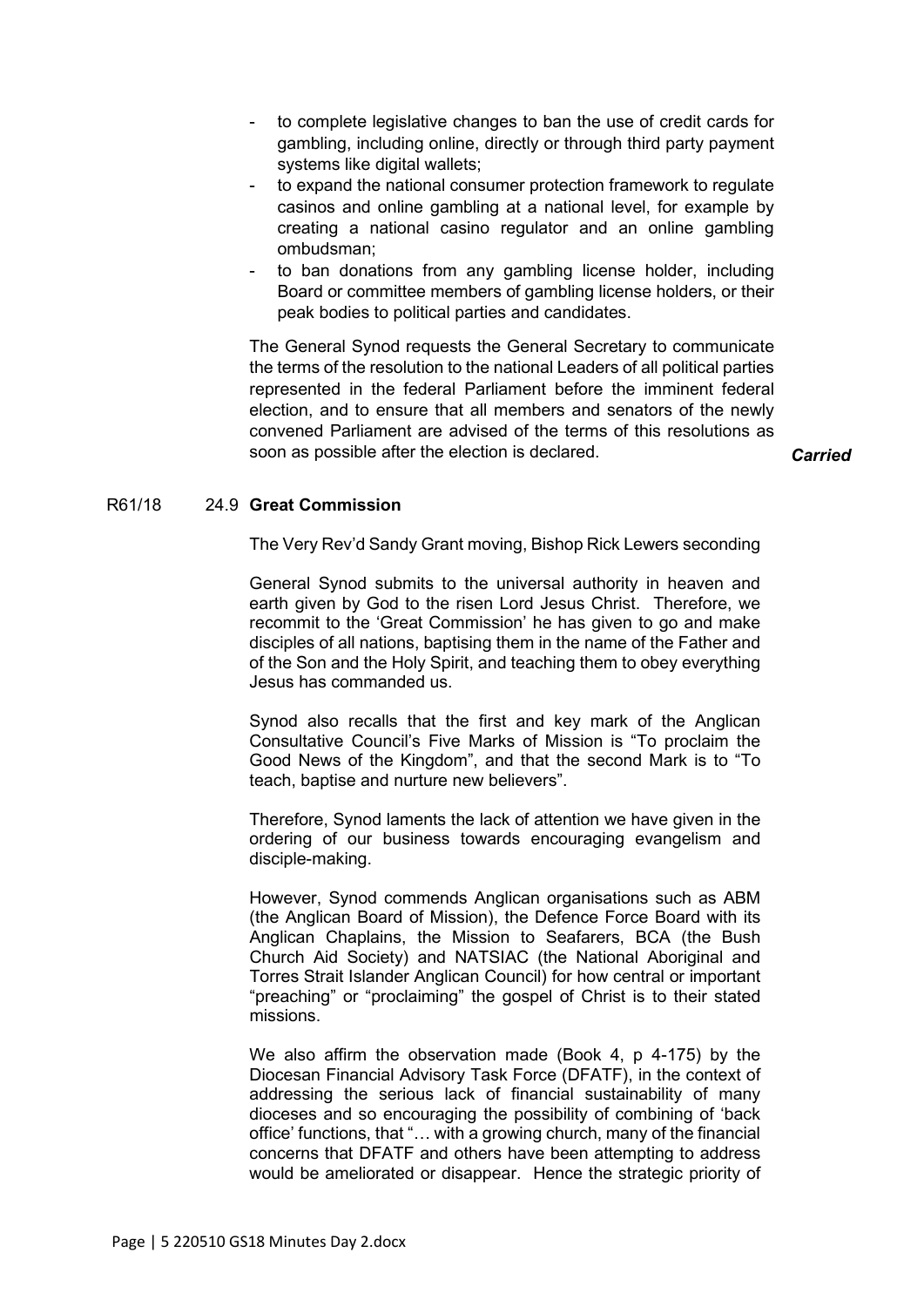- to complete legislative changes to ban the use of credit cards for gambling, including online, directly or through third party payment systems like digital wallets;
- to expand the national consumer protection framework to regulate casinos and online gambling at a national level, for example by creating a national casino regulator and an online gambling ombudsman;
- to ban donations from any gambling license holder, including Board or committee members of gambling license holders, or their peak bodies to political parties and candidates.

The General Synod requests the General Secretary to communicate the terms of the resolution to the national Leaders of all political parties represented in the federal Parliament before the imminent federal election, and to ensure that all members and senators of the newly convened Parliament are advised of the terms of this resolutions as soon as possible after the election is declared.

***Carried***

R61/18 24.9 **Great Commission**

The Very Rev'd Sandy Grant moving, Bishop Rick Lewers seconding

General Synod submits to the universal authority in heaven and earth given by God to the risen Lord Jesus Christ. Therefore, we recommit to the 'Great Commission' he has given to go and make disciples of all nations, baptising them in the name of the Father and of the Son and the Holy Spirit, and teaching them to obey everything Jesus has commanded us.

Synod also recalls that the first and key mark of the Anglican Consultative Council's Five Marks of Mission is "To proclaim the Good News of the Kingdom", and that the second Mark is to "To teach, baptise and nurture new believers".

Therefore, Synod laments the lack of attention we have given in the ordering of our business towards encouraging evangelism and disciple-making.

However, Synod commends Anglican organisations such as ABM (the Anglican Board of Mission), the Defence Force Board with its Anglican Chaplains, the Mission to Seafarers, BCA (the Bush Church Aid Society) and NATSIAC (the National Aboriginal and Torres Strait Islander Anglican Council) for how central or important "preaching" or "proclaiming" the gospel of Christ is to their stated missions.

We also affirm the observation made (Book 4, p 4-175) by the Diocesan Financial Advisory Task Force (DFATF), in the context of addressing the serious lack of financial sustainability of many dioceses and so encouraging the possibility of combining of 'back office' functions, that "… with a growing church, many of the financial concerns that DFATF and others have been attempting to address would be ameliorated or disappear. Hence the strategic priority of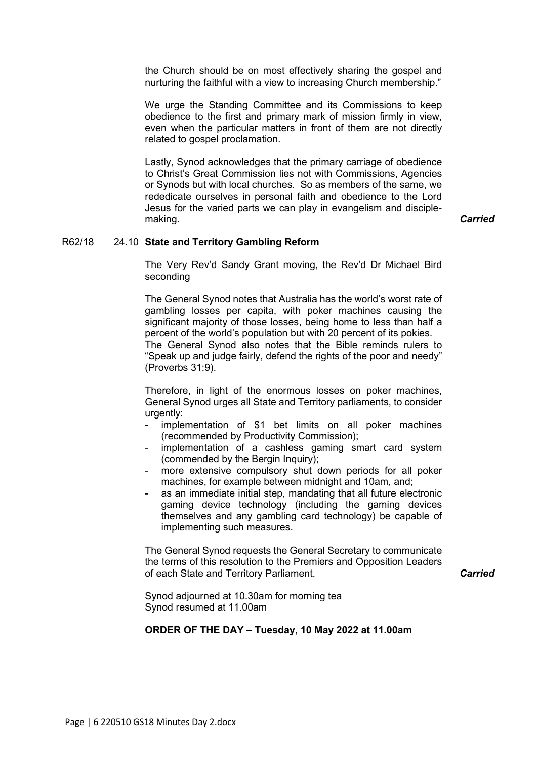the Church should be on most effectively sharing the gospel and nurturing the faithful with a view to increasing Church membership."

We urge the Standing Committee and its Commissions to keep obedience to the first and primary mark of mission firmly in view, even when the particular matters in front of them are not directly related to gospel proclamation.

Lastly, Synod acknowledges that the primary carriage of obedience to Christ's Great Commission lies not with Commissions, Agencies or Synods but with local churches. So as members of the same, we rededicate ourselves in personal faith and obedience to the Lord Jesus for the varied parts we can play in evangelism and disciple-making. ***Carried***

R62/18 24.10 **State and Territory Gambling Reform**

The Very Rev'd Sandy Grant moving, the Rev'd Dr Michael Bird seconding

The General Synod notes that Australia has the world's worst rate of gambling losses per capita, with poker machines causing the significant majority of those losses, being home to less than half a percent of the world's population but with 20 percent of its pokies.
The General Synod also notes that the Bible reminds rulers to "Speak up and judge fairly, defend the rights of the poor and needy" (Proverbs 31:9).

Therefore, in light of the enormous losses on poker machines, General Synod urges all State and Territory parliaments, to consider urgently:

- implementation of $1 bet limits on all poker machines (recommended by Productivity Commission);
- implementation of a cashless gaming smart card system (commended by the Bergin Inquiry);
- more extensive compulsory shut down periods for all poker machines, for example between midnight and 10am, and;
- as an immediate initial step, mandating that all future electronic gaming device technology (including the gaming devices themselves and any gambling card technology) be capable of implementing such measures.

The General Synod requests the General Secretary to communicate the terms of this resolution to the Premiers and Opposition Leaders of each State and Territory Parliament. ***Carried***

Synod adjourned at 10.30am for morning tea
Synod resumed at 11.00am

**ORDER OF THE DAY – Tuesday, 10 May 2022 at 11.00am**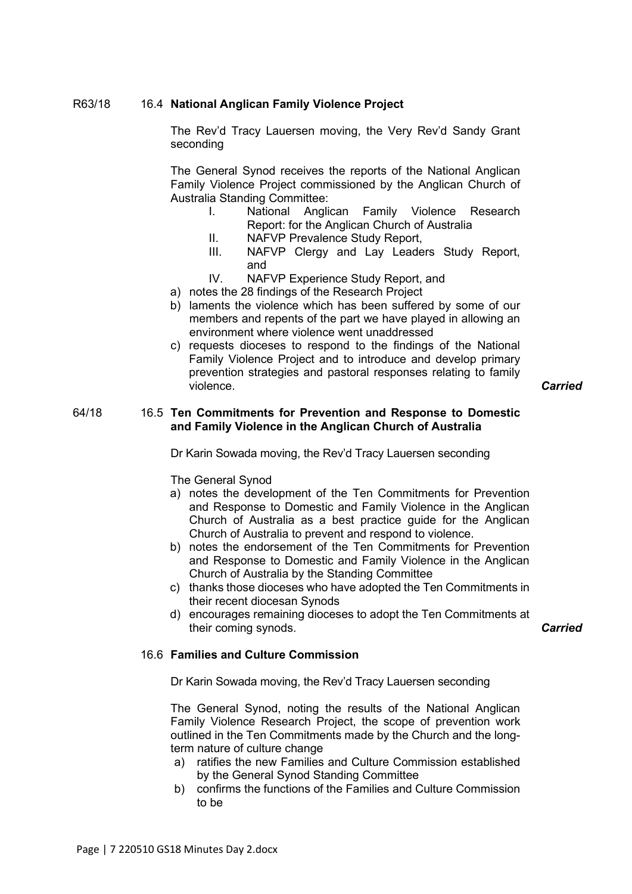R63/18 16.4 **National Anglican Family Violence Project**

The Rev'd Tracy Lauersen moving, the Very Rev'd Sandy Grant seconding

The General Synod receives the reports of the National Anglican Family Violence Project commissioned by the Anglican Church of Australia Standing Committee:

I. National Anglican Family Violence Research Report: for the Anglican Church of Australia
II. NAFVP Prevalence Study Report,
III. NAFVP Clergy and Lay Leaders Study Report, and
IV. NAFVP Experience Study Report, and

a) notes the 28 findings of the Research Project
b) laments the violence which has been suffered by some of our members and repents of the part we have played in allowing an environment where violence went unaddressed
c) requests dioceses to respond to the findings of the National Family Violence Project and to introduce and develop primary prevention strategies and pastoral responses relating to family violence.

***Carried***

64/18 16.5 **Ten Commitments for Prevention and Response to Domestic and Family Violence in the Anglican Church of Australia**

Dr Karin Sowada moving, the Rev'd Tracy Lauersen seconding

The General Synod

a) notes the development of the Ten Commitments for Prevention and Response to Domestic and Family Violence in the Anglican Church of Australia as a best practice guide for the Anglican Church of Australia to prevent and respond to violence.
b) notes the endorsement of the Ten Commitments for Prevention and Response to Domestic and Family Violence in the Anglican Church of Australia by the Standing Committee
c) thanks those dioceses who have adopted the Ten Commitments in their recent diocesan Synods
d) encourages remaining dioceses to adopt the Ten Commitments at their coming synods.

***Carried***

16.6 **Families and Culture Commission**

Dr Karin Sowada moving, the Rev'd Tracy Lauersen seconding

The General Synod, noting the results of the National Anglican Family Violence Research Project, the scope of prevention work outlined in the Ten Commitments made by the Church and the long-term nature of culture change

a) ratifies the new Families and Culture Commission established by the General Synod Standing Committee
b) confirms the functions of the Families and Culture Commission to be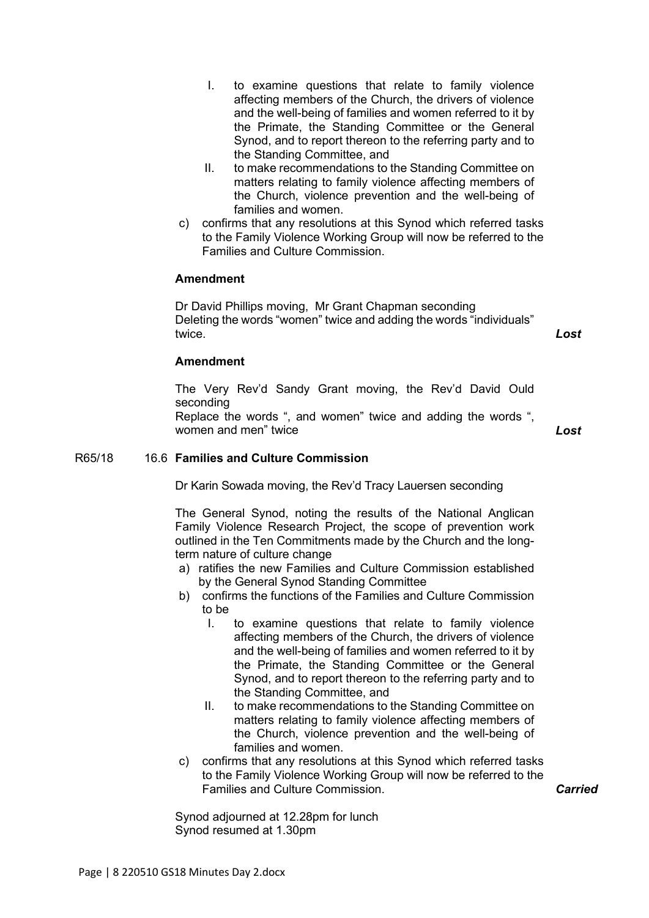I. to examine questions that relate to family violence affecting members of the Church, the drivers of violence and the well-being of families and women referred to it by the Primate, the Standing Committee or the General Synod, and to report thereon to the referring party and to the Standing Committee, and
II. to make recommendations to the Standing Committee on matters relating to family violence affecting members of the Church, violence prevention and the well-being of families and women.

c) confirms that any resolutions at this Synod which referred tasks to the Family Violence Working Group will now be referred to the Families and Culture Commission.

**Amendment**

Dr David Phillips moving, Mr Grant Chapman seconding
Deleting the words "women" twice and adding the words "individuals" twice. ***Lost***

**Amendment**

The Very Rev'd Sandy Grant moving, the Rev'd David Ould seconding
Replace the words ", and women" twice and adding the words ", women and men" twice ***Lost***

R65/18 16.6 **Families and Culture Commission**

Dr Karin Sowada moving, the Rev'd Tracy Lauersen seconding

The General Synod, noting the results of the National Anglican Family Violence Research Project, the scope of prevention work outlined in the Ten Commitments made by the Church and the long-term nature of culture change

a) ratifies the new Families and Culture Commission established by the General Synod Standing Committee
b) confirms the functions of the Families and Culture Commission to be
   I. to examine questions that relate to family violence affecting members of the Church, the drivers of violence and the well-being of families and women referred to it by the Primate, the Standing Committee or the General Synod, and to report thereon to the referring party and to the Standing Committee, and
   II. to make recommendations to the Standing Committee on matters relating to family violence affecting members of the Church, violence prevention and the well-being of families and women.
c) confirms that any resolutions at this Synod which referred tasks to the Family Violence Working Group will now be referred to the Families and Culture Commission. ***Carried***

Synod adjourned at 12.28pm for lunch
Synod resumed at 1.30pm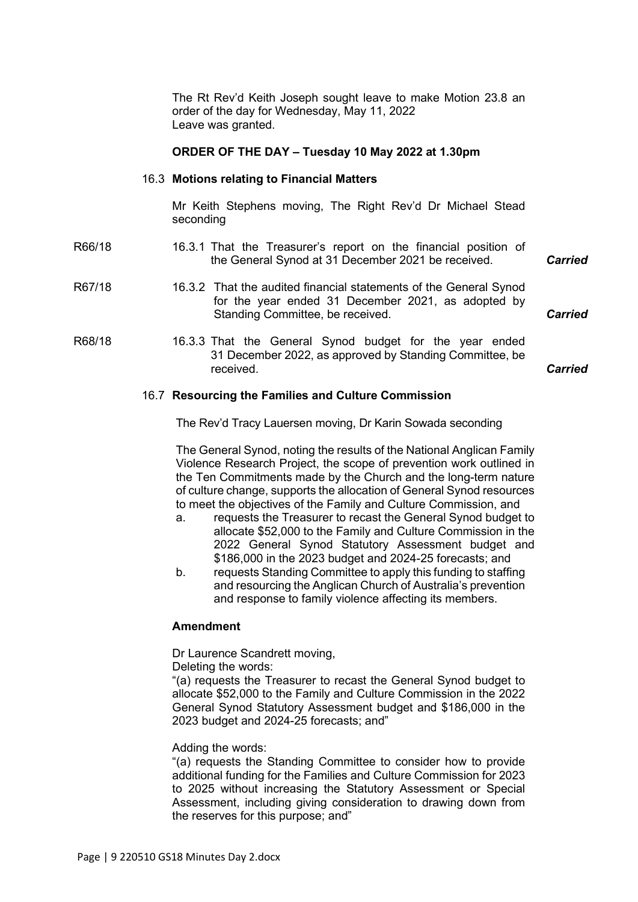The Rt Rev'd Keith Joseph sought leave to make Motion 23.8 an order of the day for Wednesday, May 11, 2022
Leave was granted.

**ORDER OF THE DAY – Tuesday 10 May 2022 at 1.30pm**

16.3 **Motions relating to Financial Matters**

Mr Keith Stephens moving, The Right Rev'd Dr Michael Stead seconding

R66/18 — 16.3.1 That the Treasurer's report on the financial position of the General Synod at 31 December 2021 be received. ***Carried***

R67/18 — 16.3.2 That the audited financial statements of the General Synod for the year ended 31 December 2021, as adopted by Standing Committee, be received. ***Carried***

R68/18 — 16.3.3 That the General Synod budget for the year ended 31 December 2022, as approved by Standing Committee, be received. ***Carried***

16.7 **Resourcing the Families and Culture Commission**

The Rev'd Tracy Lauersen moving, Dr Karin Sowada seconding

The General Synod, noting the results of the National Anglican Family Violence Research Project, the scope of prevention work outlined in the Ten Commitments made by the Church and the long-term nature of culture change, supports the allocation of General Synod resources to meet the objectives of the Family and Culture Commission, and

a. requests the Treasurer to recast the General Synod budget to allocate $52,000 to the Family and Culture Commission in the 2022 General Synod Statutory Assessment budget and $186,000 in the 2023 budget and 2024-25 forecasts; and
b. requests Standing Committee to apply this funding to staffing and resourcing the Anglican Church of Australia's prevention and response to family violence affecting its members.

**Amendment**

Dr Laurence Scandrett moving,
Deleting the words:
"(a) requests the Treasurer to recast the General Synod budget to allocate $52,000 to the Family and Culture Commission in the 2022 General Synod Statutory Assessment budget and $186,000 in the 2023 budget and 2024-25 forecasts; and"

Adding the words:
"(a) requests the Standing Committee to consider how to provide additional funding for the Families and Culture Commission for 2023 to 2025 without increasing the Statutory Assessment or Special Assessment, including giving consideration to drawing down from the reserves for this purpose; and"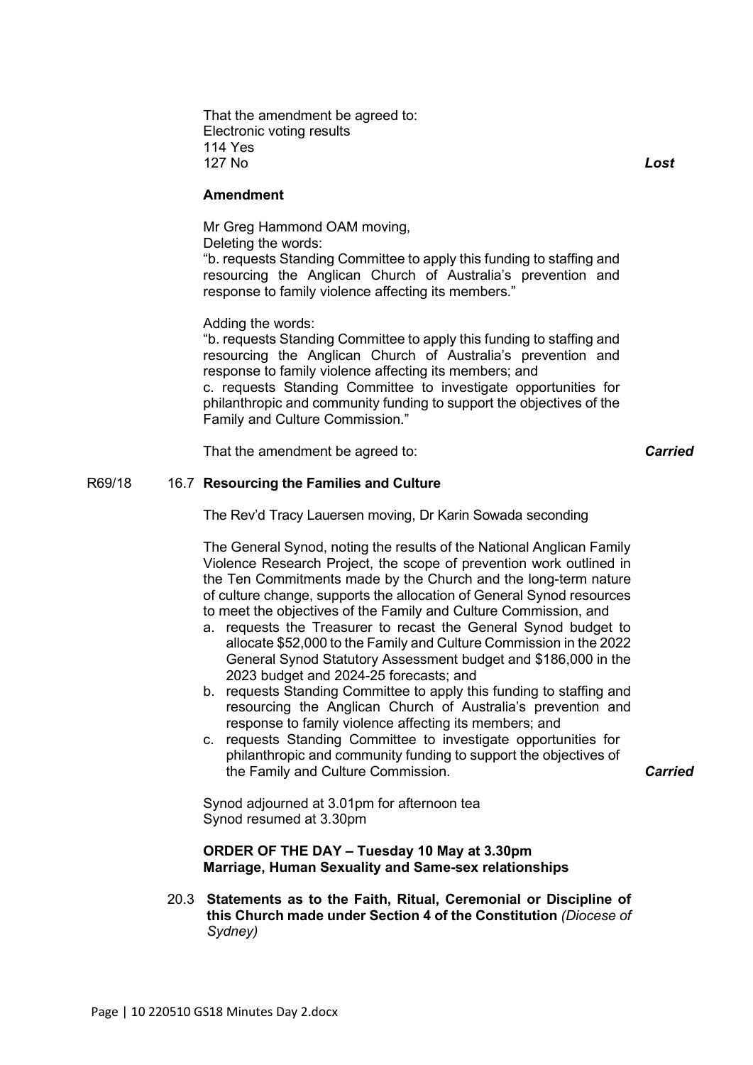That the amendment be agreed to:
Electronic voting results
114 Yes
127 No *Lost*

**Amendment**

Mr Greg Hammond OAM moving,
Deleting the words:
"b. requests Standing Committee to apply this funding to staffing and resourcing the Anglican Church of Australia's prevention and response to family violence affecting its members."

Adding the words:
"b. requests Standing Committee to apply this funding to staffing and resourcing the Anglican Church of Australia's prevention and response to family violence affecting its members; and
c. requests Standing Committee to investigate opportunities for philanthropic and community funding to support the objectives of the Family and Culture Commission."

That the amendment be agreed to: *Carried*

R69/18 16.7 **Resourcing the Families and Culture**

The Rev'd Tracy Lauersen moving, Dr Karin Sowada seconding

The General Synod, noting the results of the National Anglican Family Violence Research Project, the scope of prevention work outlined in the Ten Commitments made by the Church and the long-term nature of culture change, supports the allocation of General Synod resources to meet the objectives of the Family and Culture Commission, and

a. requests the Treasurer to recast the General Synod budget to allocate $52,000 to the Family and Culture Commission in the 2022 General Synod Statutory Assessment budget and $186,000 in the 2023 budget and 2024-25 forecasts; and
b. requests Standing Committee to apply this funding to staffing and resourcing the Anglican Church of Australia's prevention and response to family violence affecting its members; and
c. requests Standing Committee to investigate opportunities for philanthropic and community funding to support the objectives of the Family and Culture Commission. *Carried*

Synod adjourned at 3.01pm for afternoon tea
Synod resumed at 3.30pm

**ORDER OF THE DAY – Tuesday 10 May at 3.30pm**
**Marriage, Human Sexuality and Same-sex relationships**

20.3 **Statements as to the Faith, Ritual, Ceremonial or Discipline of this Church made under Section 4 of the Constitution** *(Diocese of Sydney)*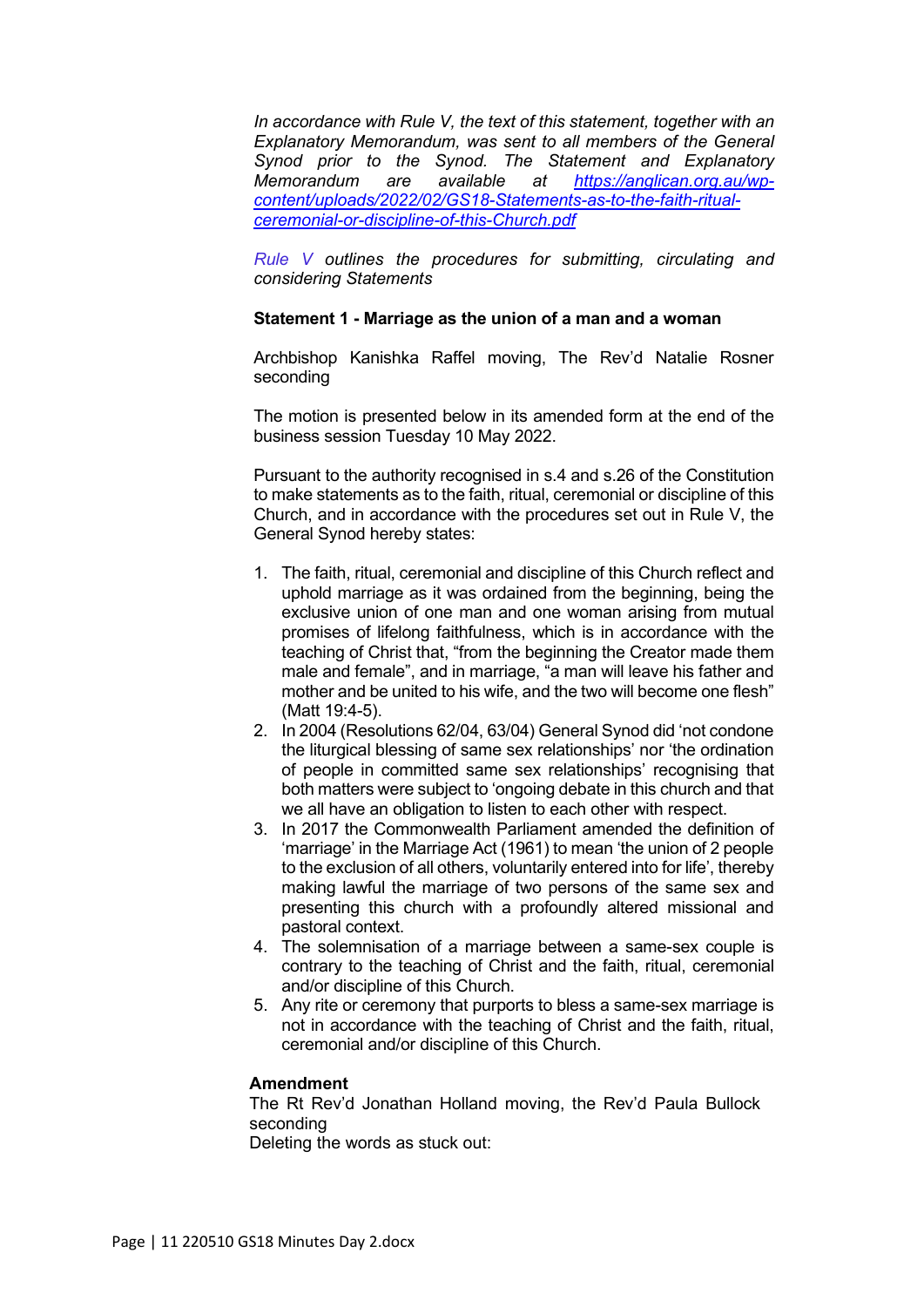*In accordance with Rule V, the text of this statement, together with an Explanatory Memorandum, was sent to all members of the General Synod prior to the Synod. The Statement and Explanatory Memorandum are available at [https://anglican.org.au/wp-content/uploads/2022/02/GS18-Statements-as-to-the-faith-ritual-ceremonial-or-discipline-of-this-Church.pdf](https://anglican.org.au/wp-content/uploads/2022/02/GS18-Statements-as-to-the-faith-ritual-ceremonial-or-discipline-of-this-Church.pdf)*

*Rule V outlines the procedures for submitting, circulating and considering Statements*

**Statement 1 - Marriage as the union of a man and a woman**

Archbishop Kanishka Raffel moving, The Rev'd Natalie Rosner seconding

The motion is presented below in its amended form at the end of the business session Tuesday 10 May 2022.

Pursuant to the authority recognised in s.4 and s.26 of the Constitution to make statements as to the faith, ritual, ceremonial or discipline of this Church, and in accordance with the procedures set out in Rule V, the General Synod hereby states:

1. The faith, ritual, ceremonial and discipline of this Church reflect and uphold marriage as it was ordained from the beginning, being the exclusive union of one man and one woman arising from mutual promises of lifelong faithfulness, which is in accordance with the teaching of Christ that, "from the beginning the Creator made them male and female", and in marriage, "a man will leave his father and mother and be united to his wife, and the two will become one flesh" (Matt 19:4-5).
2. In 2004 (Resolutions 62/04, 63/04) General Synod did 'not condone the liturgical blessing of same sex relationships' nor 'the ordination of people in committed same sex relationships' recognising that both matters were subject to 'ongoing debate in this church and that we all have an obligation to listen to each other with respect.
3. In 2017 the Commonwealth Parliament amended the definition of 'marriage' in the Marriage Act (1961) to mean 'the union of 2 people to the exclusion of all others, voluntarily entered into for life', thereby making lawful the marriage of two persons of the same sex and presenting this church with a profoundly altered missional and pastoral context.
4. The solemnisation of a marriage between a same-sex couple is contrary to the teaching of Christ and the faith, ritual, ceremonial and/or discipline of this Church.
5. Any rite or ceremony that purports to bless a same-sex marriage is not in accordance with the teaching of Christ and the faith, ritual, ceremonial and/or discipline of this Church.

**Amendment**

The Rt Rev'd Jonathan Holland moving, the Rev'd Paula Bullock seconding

Deleting the words as stuck out: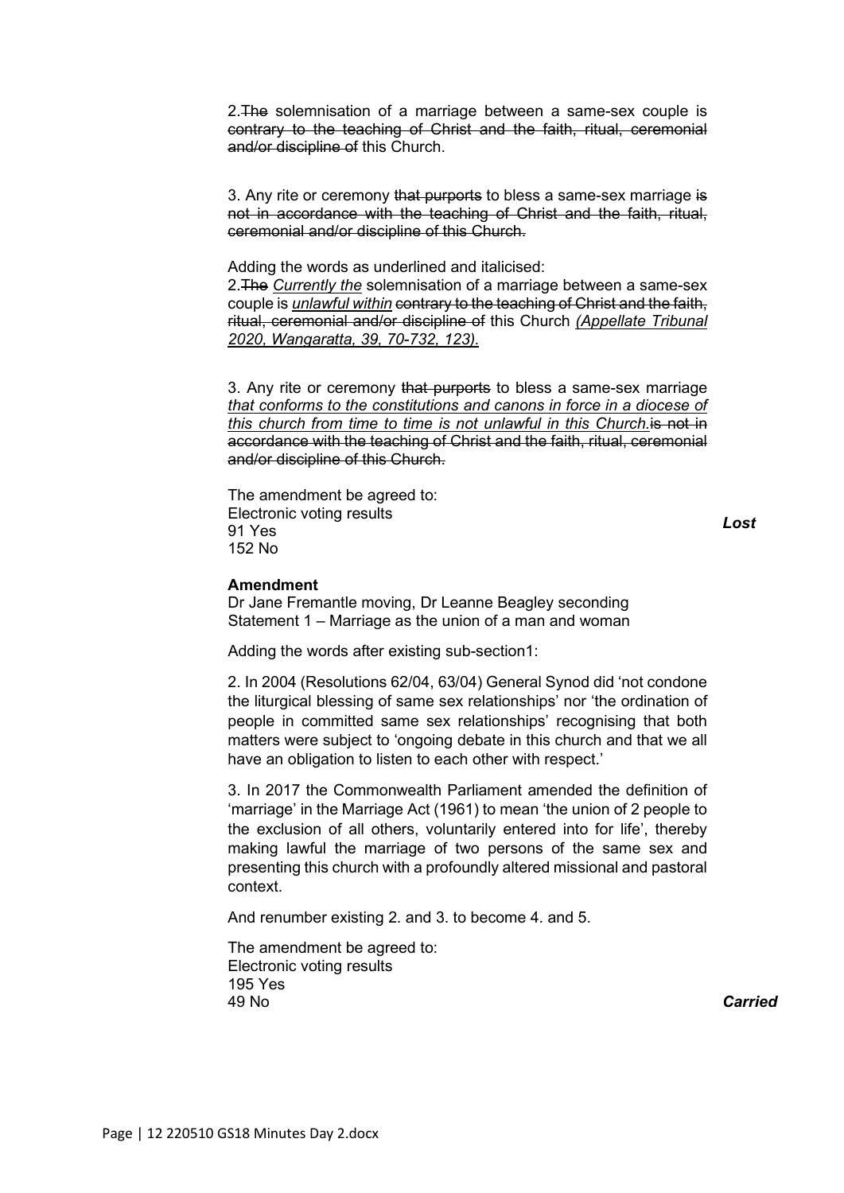2. ~~The~~ solemnisation of a marriage between a same-sex couple is ~~contrary to the teaching of Christ and the faith, ritual, ceremonial and/or discipline of~~ this Church.

3. Any rite or ceremony ~~that purports~~ to bless a same-sex marriage ~~is not in accordance with the teaching of Christ and the faith, ritual, ceremonial and/or discipline of this Church.~~

Adding the words as underlined and italicised:

2. ~~The~~ *Currently the* solemnisation of a marriage between a same-sex couple is *unlawful within* ~~contrary to the teaching of Christ and the faith, ritual, ceremonial and/or discipline of~~ this Church *(Appellate Tribunal 2020, Wangaratta, 39, 70-732, 123).*

3. Any rite or ceremony ~~that purports~~ to bless a same-sex marriage *that conforms to the constitutions and canons in force in a diocese of this church from time to time is not unlawful in this Church.* ~~is not in accordance with the teaching of Christ and the faith, ritual, ceremonial and/or discipline of this Church.~~

The amendment be agreed to:
Electronic voting results
91 Yes
152 No

***Lost***

**Amendment**

Dr Jane Fremantle moving, Dr Leanne Beagley seconding
Statement 1 – Marriage as the union of a man and woman

Adding the words after existing sub-section1:

2. In 2004 (Resolutions 62/04, 63/04) General Synod did 'not condone the liturgical blessing of same sex relationships' nor 'the ordination of people in committed same sex relationships' recognising that both matters were subject to 'ongoing debate in this church and that we all have an obligation to listen to each other with respect.'

3. In 2017 the Commonwealth Parliament amended the definition of 'marriage' in the Marriage Act (1961) to mean 'the union of 2 people to the exclusion of all others, voluntarily entered into for life', thereby making lawful the marriage of two persons of the same sex and presenting this church with a profoundly altered missional and pastoral context.

And renumber existing 2. and 3. to become 4. and 5.

The amendment be agreed to:
Electronic voting results
195 Yes
49 No

***Carried***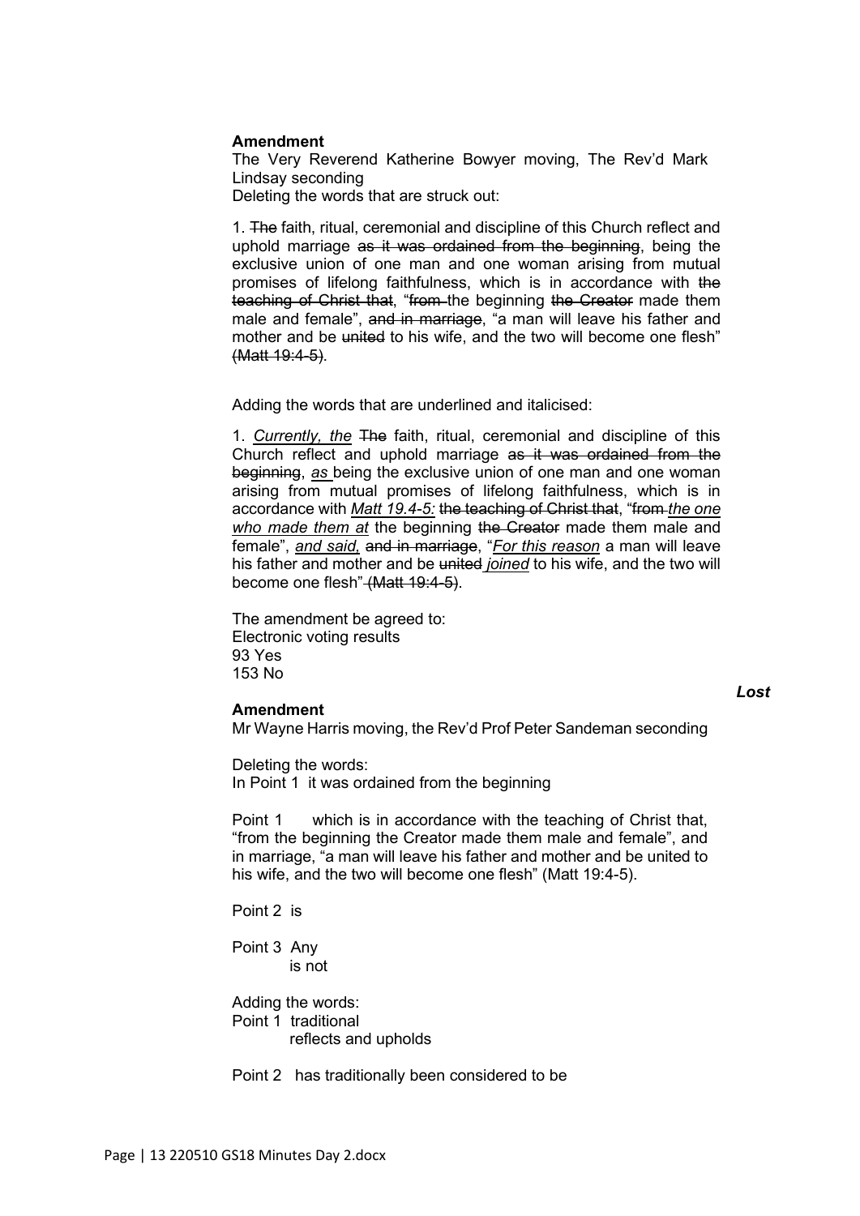**Amendment**

The Very Reverend Katherine Bowyer moving, The Rev'd Mark Lindsay seconding

Deleting the words that are struck out:

1. ~~The~~ faith, ritual, ceremonial and discipline of this Church reflect and uphold marriage ~~as it was ordained from the beginning~~, being the exclusive union of one man and one woman arising from mutual promises of lifelong faithfulness, which is in accordance with ~~the teaching of Christ that~~, "~~from~~ the beginning ~~the Creator~~ made them male and female", ~~and in marriage~~, "a man will leave his father and mother and be ~~united~~ to his wife, and the two will become one flesh" ~~(Matt 19:4-5)~~.

Adding the words that are underlined and italicised:

1. <u>*Currently, the*</u> ~~The~~ faith, ritual, ceremonial and discipline of this Church reflect and uphold marriage ~~as it was ordained from the beginning~~, <u>*as*</u> being the exclusive union of one man and one woman arising from mutual promises of lifelong faithfulness, which is in accordance with <u>*Matt 19.4-5:*</u> ~~the teaching of Christ that~~, "~~from~~ <u>*the one who made them at*</u> the beginning ~~the Creator~~ made them male and female", <u>*and said,*</u> ~~and in marriage~~, "<u>*For this reason*</u> a man will leave his father and mother and be ~~united~~ <u>*joined*</u> to his wife, and the two will become one flesh" ~~(Matt 19:4-5)~~.

The amendment be agreed to:
Electronic voting results
93 Yes
153 No

***Lost***

**Amendment**

Mr Wayne Harris moving, the Rev'd Prof Peter Sandeman seconding

Deleting the words:
In Point 1 it was ordained from the beginning

Point 1 which is in accordance with the teaching of Christ that, "from the beginning the Creator made them male and female", and in marriage, "a man will leave his father and mother and be united to his wife, and the two will become one flesh" (Matt 19:4-5).

Point 2 is

Point 3 Any
is not

Adding the words:
Point 1 traditional
reflects and upholds

Point 2 has traditionally been considered to be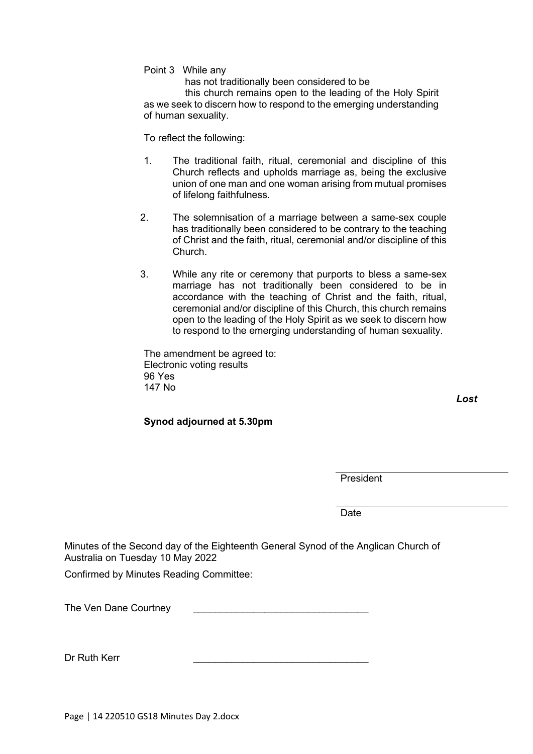Point 3 While any

has not traditionally been considered to be

this church remains open to the leading of the Holy Spirit as we seek to discern how to respond to the emerging understanding of human sexuality.

To reflect the following:

1. The traditional faith, ritual, ceremonial and discipline of this Church reflects and upholds marriage as, being the exclusive union of one man and one woman arising from mutual promises of lifelong faithfulness.

2. The solemnisation of a marriage between a same-sex couple has traditionally been considered to be contrary to the teaching of Christ and the faith, ritual, ceremonial and/or discipline of this Church.

3. While any rite or ceremony that purports to bless a same-sex marriage has not traditionally been considered to be in accordance with the teaching of Christ and the faith, ritual, ceremonial and/or discipline of this Church, this church remains open to the leading of the Holy Spirit as we seek to discern how to respond to the emerging understanding of human sexuality.

The amendment be agreed to:
Electronic voting results
96 Yes
147 No

***Lost***

**Synod adjourned at 5.30pm**

President

Date

Minutes of the Second day of the Eighteenth General Synod of the Anglican Church of Australia on Tuesday 10 May 2022

Confirmed by Minutes Reading Committee:

The Ven Dane Courtney ________________________________

Dr Ruth Kerr ________________________________